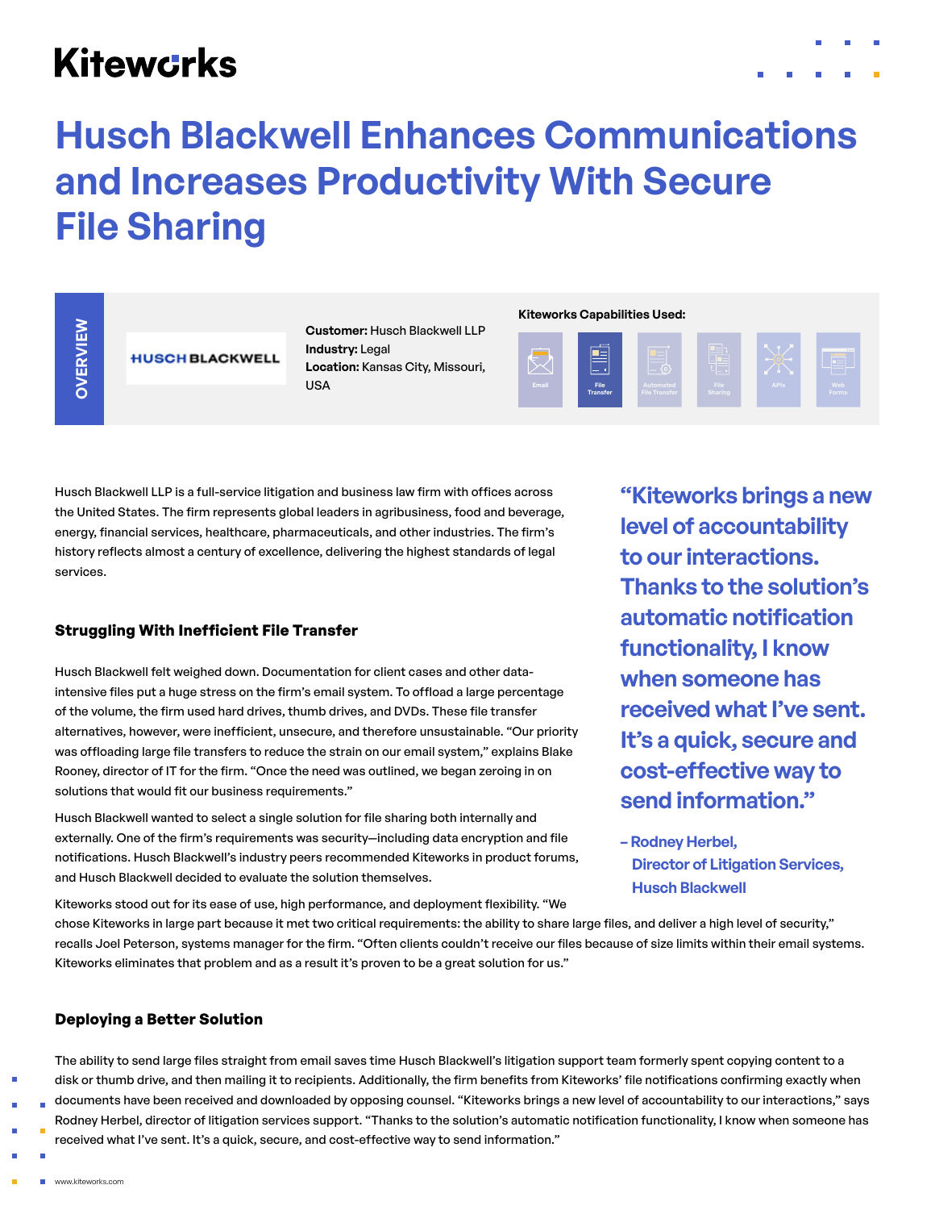Kiteworks

# Husch Blackwell Enhances Communications and Increases Productivity With Secure File Sharing

**OVERVIEW**

HUSCH BLACKWELL

**Customer:** Husch Blackwell LLP
**Industry:** Legal
**Location:** Kansas City, Missouri, USA

**Kiteworks Capabilities Used:**

Email | File Transfer | Automated File Transfer | File Sharing | APIs | Web Forms

Husch Blackwell LLP is a full-service litigation and business law firm with offices across the United States. The firm represents global leaders in agribusiness, food and beverage, energy, financial services, healthcare, pharmaceuticals, and other industries. The firm's history reflects almost a century of excellence, delivering the highest standards of legal services.

> **"Kiteworks brings a new level of accountability to our interactions. Thanks to the solution's automatic notification functionality, I know when someone has received what I've sent. It's a quick, secure and cost-effective way to send information."**
>
> **– Rodney Herbel, Director of Litigation Services, Husch Blackwell**

### Struggling With Inefficient File Transfer

Husch Blackwell felt weighed down. Documentation for client cases and other data-intensive files put a huge stress on the firm's email system. To offload a large percentage of the volume, the firm used hard drives, thumb drives, and DVDs. These file transfer alternatives, however, were inefficient, unsecure, and therefore unsustainable. "Our priority was offloading large file transfers to reduce the strain on our email system," explains Blake Rooney, director of IT for the firm. "Once the need was outlined, we began zeroing in on solutions that would fit our business requirements."

Husch Blackwell wanted to select a single solution for file sharing both internally and externally. One of the firm's requirements was security—including data encryption and file notifications. Husch Blackwell's industry peers recommended Kiteworks in product forums, and Husch Blackwell decided to evaluate the solution themselves.

Kiteworks stood out for its ease of use, high performance, and deployment flexibility. "We chose Kiteworks in large part because it met two critical requirements: the ability to share large files, and deliver a high level of security," recalls Joel Peterson, systems manager for the firm. "Often clients couldn't receive our files because of size limits within their email systems. Kiteworks eliminates that problem and as a result it's proven to be a great solution for us."

### Deploying a Better Solution

The ability to send large files straight from email saves time Husch Blackwell's litigation support team formerly spent copying content to a disk or thumb drive, and then mailing it to recipients. Additionally, the firm benefits from Kiteworks' file notifications confirming exactly when documents have been received and downloaded by opposing counsel. "Kiteworks brings a new level of accountability to our interactions," says Rodney Herbel, director of litigation services support. "Thanks to the solution's automatic notification functionality, I know when someone has received what I've sent. It's a quick, secure, and cost-effective way to send information."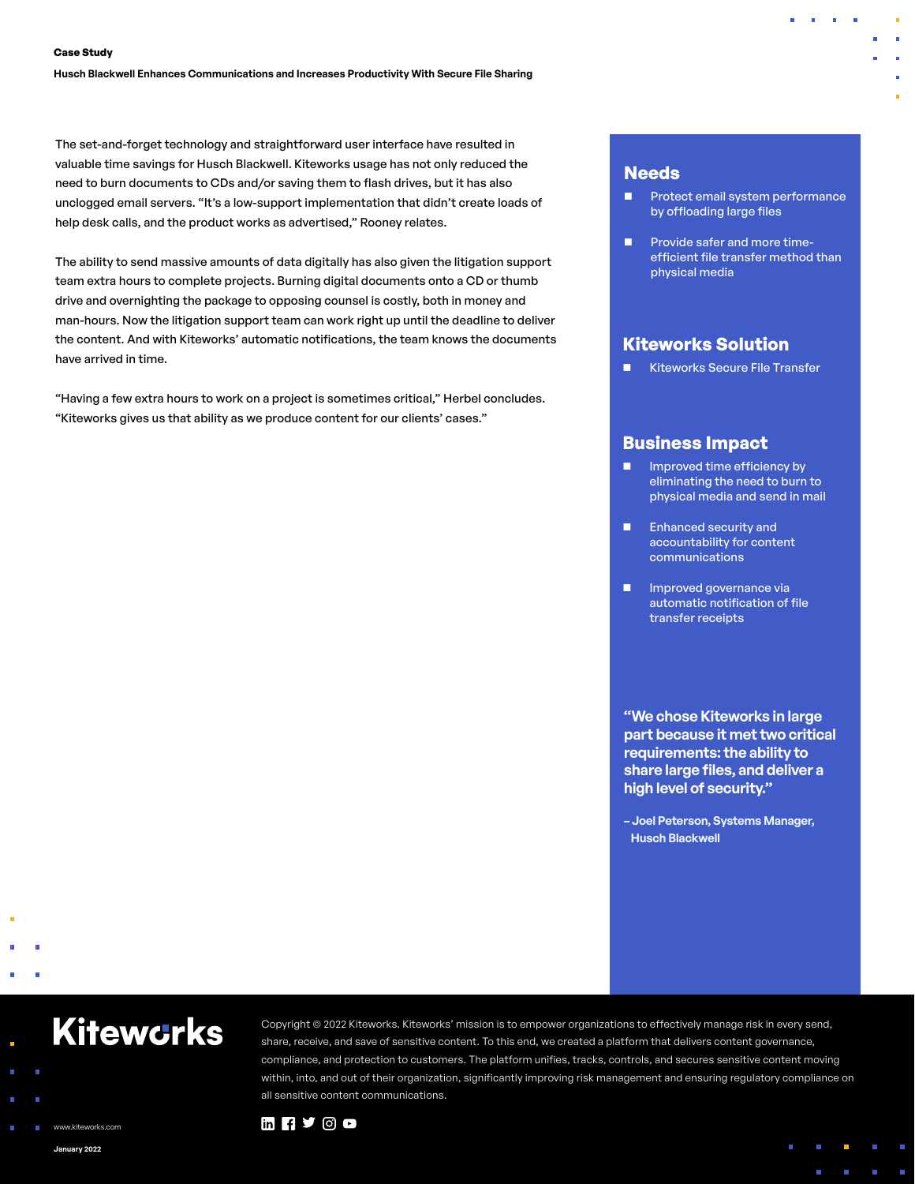The set-and-forget technology and straightforward user interface have resulted in valuable time savings for Husch Blackwell. Kiteworks usage has not only reduced the need to burn documents to CDs and/or saving them to flash drives, but it has also unclogged email servers. “It’s a low-support implementation that didn’t create loads of help desk calls, and the product works as advertised,” Rooney relates.

The ability to send massive amounts of data digitally has also given the litigation support team extra hours to complete projects. Burning digital documents onto a CD or thumb drive and overnighting the package to opposing counsel is costly, both in money and man-hours. Now the litigation support team can work right up until the deadline to deliver the content. And with Kiteworks’ automatic notifications, the team knows the documents have arrived in time.

“Having a few extra hours to work on a project is sometimes critical,” Herbel concludes. “Kiteworks gives us that ability as we produce content for our clients’ cases.”

## Needs

- Protect email system performance by offloading large files
- Provide safer and more time-efficient file transfer method than physical media

## Kiteworks Solution

- Kiteworks Secure File Transfer

## Business Impact

- Improved time efficiency by eliminating the need to burn to physical media and send in mail
- Enhanced security and accountability for content communications
- Improved governance via automatic notification of file transfer receipts

**“We chose Kiteworks in large part because it met two critical requirements: the ability to share large files, and deliver a high level of security.”**

**– Joel Peterson, Systems Manager, Husch Blackwell**

Kiteworks

Copyright © 2022 Kiteworks. Kiteworks’ mission is to empower organizations to effectively manage risk in every send, share, receive, and save of sensitive content. To this end, we created a platform that delivers content governance, compliance, and protection to customers. The platform unifies, tracks, controls, and secures sensitive content moving within, into, and out of their organization, significantly improving risk management and ensuring regulatory compliance on all sensitive content communications.

www.kiteworks.com

January 2022